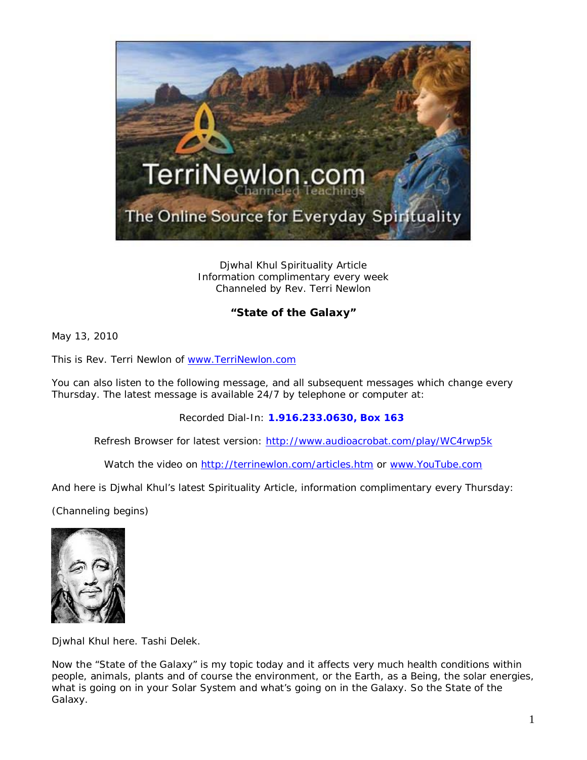Djwhal Khul Spirituality Article
Information complimentary every week
Channeled by Rev. Terri Newlon

**"State of the Galaxy"**

May 13, 2010

This is Rev. Terri Newlon of www.TerriNewlon.com

You can also listen to the following message, and all subsequent messages which change every Thursday. The latest message is available 24/7 by telephone or computer at:

Recorded Dial-In: **1.916.233.0630, Box 163**

Refresh Browser for latest version: http://www.audioacrobat.com/play/WC4rwp5k

Watch the video on http://terrinewlon.com/articles.htm or www.YouTube.com

And here is Djwhal Khul's latest Spirituality Article, information complimentary every Thursday:

(Channeling begins)

Djwhal Khul here. Tashi Delek.

Now the "State of the Galaxy" is my topic today and it affects very much health conditions within people, animals, plants and of course the environment, or the Earth, as a Being, the solar energies, what is going on in your Solar System and what's going on in the Galaxy. So the State of the Galaxy.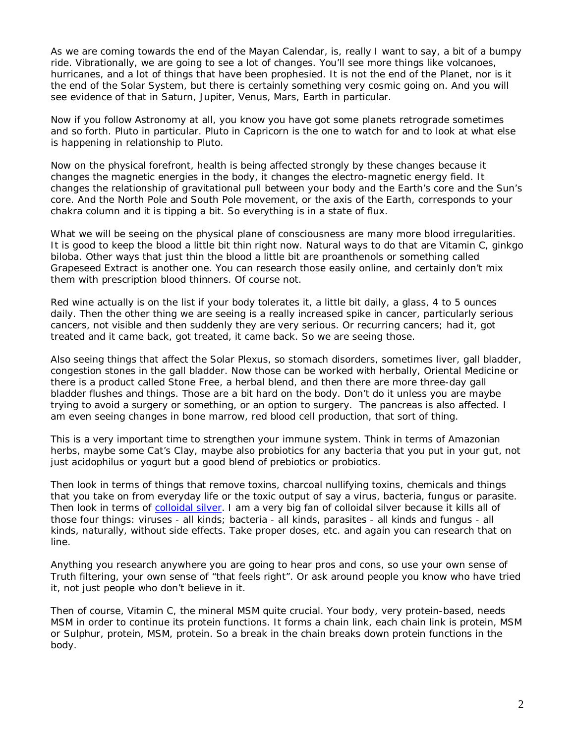As we are coming towards the end of the Mayan Calendar, is, really I want to say, a bit of a bumpy ride. Vibrationally, we are going to see a lot of changes. You'll see more things like volcanoes, hurricanes, and a lot of things that have been prophesied. It is not the end of the Planet, nor is it the end of the Solar System, but there is certainly something very cosmic going on. And you will see evidence of that in Saturn, Jupiter, Venus, Mars, Earth in particular.

Now if you follow Astronomy at all, you know you have got some planets retrograde sometimes and so forth. Pluto in particular. Pluto in Capricorn is the one to watch for and to look at what else is happening in relationship to Pluto.

Now on the physical forefront, health is being affected strongly by these changes because it changes the magnetic energies in the body, it changes the electro-magnetic energy field. It changes the relationship of gravitational pull between your body and the Earth's core and the Sun's core. And the North Pole and South Pole movement, or the axis of the Earth, corresponds to your chakra column and it is tipping a bit. So everything is in a state of flux.

What we will be seeing on the physical plane of consciousness are many more blood irregularities. It is good to keep the blood a little bit thin right now. Natural ways to do that are Vitamin C, ginkgo biloba. Other ways that just thin the blood a little bit are proanthenols or something called Grapeseed Extract is another one. You can research those easily online, and certainly don't mix them with prescription blood thinners. Of course not.

Red wine actually is on the list if your body tolerates it, a little bit daily, a glass, 4 to 5 ounces daily. Then the other thing we are seeing is a really increased spike in cancer, particularly serious cancers, not visible and then suddenly they are very serious. Or recurring cancers; had it, got treated and it came back, got treated, it came back. So we are seeing those.

Also seeing things that affect the Solar Plexus, so stomach disorders, sometimes liver, gall bladder, congestion stones in the gall bladder. Now those can be worked with herbally, Oriental Medicine or there is a product called Stone Free, a herbal blend, and then there are more three-day gall bladder flushes and things. Those are a bit hard on the body. Don't do it unless you are maybe trying to avoid a surgery or something, or an option to surgery. The pancreas is also affected. I am even seeing changes in bone marrow, red blood cell production, that sort of thing.

This is a very important time to strengthen your immune system. Think in terms of Amazonian herbs, maybe some Cat's Clay, maybe also probiotics for any bacteria that you put in your gut, not just acidophilus or yogurt but a good blend of prebiotics or probiotics.

Then look in terms of things that remove toxins, charcoal nullifying toxins, chemicals and things that you take on from everyday life or the toxic output of say a virus, bacteria, fungus or parasite. Then look in terms of colloidal silver. I am a very big fan of colloidal silver because it kills all of those four things: viruses - all kinds; bacteria - all kinds, parasites - all kinds and fungus - all kinds, naturally, without side effects. Take proper doses, etc. and again you can research that on line.

Anything you research anywhere you are going to hear pros and cons, so use your own sense of Truth filtering, your own sense of "that feels right". Or ask around people you know who have tried it, not just people who don't believe in it.

Then of course, Vitamin C, the mineral MSM quite crucial. Your body, very protein-based, needs MSM in order to continue its protein functions. It forms a chain link, each chain link is protein, MSM or Sulphur, protein, MSM, protein. So a break in the chain breaks down protein functions in the body.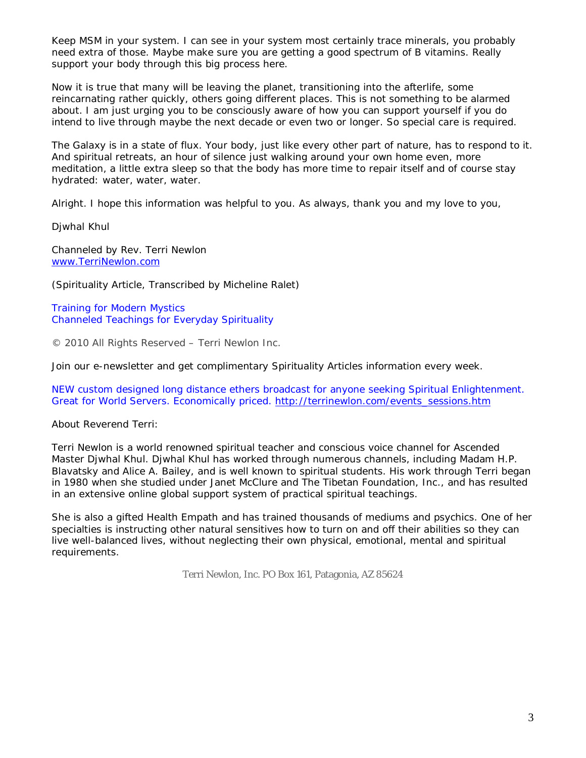Keep MSM in your system. I can see in your system most certainly trace minerals, you probably need extra of those. Maybe make sure you are getting a good spectrum of B vitamins. Really support your body through this big process here.

Now it is true that many will be leaving the planet, transitioning into the afterlife, some reincarnating rather quickly, others going different places. This is not something to be alarmed about. I am just urging you to be consciously aware of how you can support yourself if you do intend to live through maybe the next decade or even two or longer. So special care is required.

The Galaxy is in a state of flux. Your body, just like every other part of nature, has to respond to it. And spiritual retreats, an hour of silence just walking around your own home even, more meditation, a little extra sleep so that the body has more time to repair itself and of course stay hydrated: water, water, water.

Alright. I hope this information was helpful to you. As always, thank you and my love to you,

Djwhal Khul

Channeled by Rev. Terri Newlon
[www.TerriNewlon.com](http://www.TerriNewlon.com)

(Spirituality Article, Transcribed by Micheline Ralet)

Training for Modern Mystics
Channeled Teachings for Everyday Spirituality

© 2010 All Rights Reserved – Terri Newlon Inc.

Join our e-newsletter and get complimentary Spirituality Articles information every week.

NEW custom designed long distance ethers broadcast for anyone seeking Spiritual Enlightenment. Great for World Servers. Economically priced. [http://terrinewlon.com/events_sessions.htm](http://terrinewlon.com/events_sessions.htm)

About Reverend Terri:

Terri Newlon is a world renowned spiritual teacher and conscious voice channel for Ascended Master Djwhal Khul. Djwhal Khul has worked through numerous channels, including Madam H.P. Blavatsky and Alice A. Bailey, and is well known to spiritual students. His work through Terri began in 1980 when she studied under Janet McClure and The Tibetan Foundation, Inc., and has resulted in an extensive online global support system of practical spiritual teachings.

She is also a gifted Health Empath and has trained thousands of mediums and psychics. One of her specialties is instructing other natural sensitives how to turn on and off their abilities so they can live well-balanced lives, without neglecting their own physical, emotional, mental and spiritual requirements.

Terri Newlon, Inc. PO Box 161, Patagonia, AZ 85624